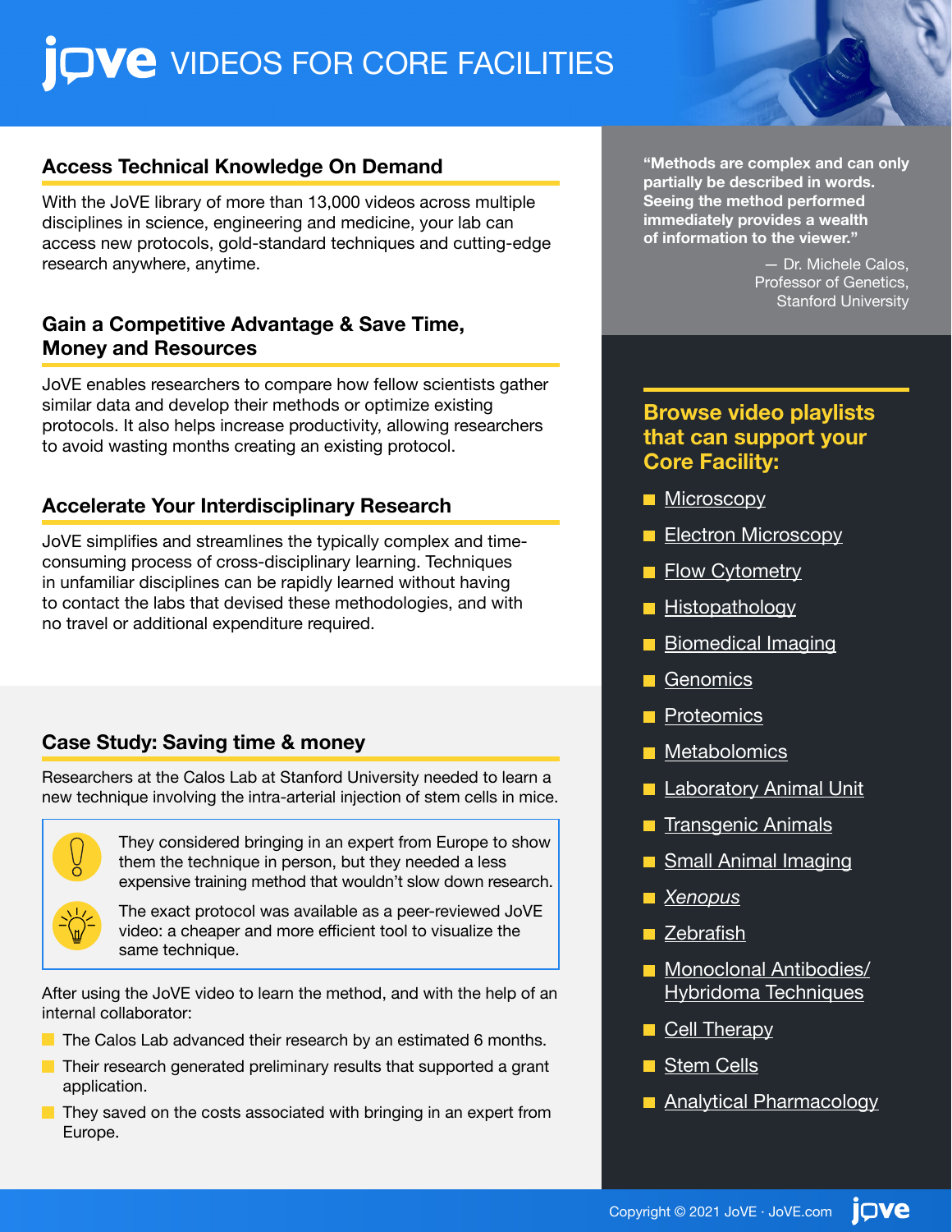# JoVE VIDEOS FOR CORE FACILITIES

## Access Technical Knowledge On Demand

With the JoVE library of more than 13,000 videos across multiple disciplines in science, engineering and medicine, your lab can access new protocols, gold-standard techniques and cutting-edge research anywhere, anytime.

## Gain a Competitive Advantage & Save Time, Money and Resources

JoVE enables researchers to compare how fellow scientists gather similar data and develop their methods or optimize existing protocols. It also helps increase productivity, allowing researchers to avoid wasting months creating an existing protocol.

## Accelerate Your Interdisciplinary Research

JoVE simplifies and streamlines the typically complex and time-consuming process of cross-disciplinary learning. Techniques in unfamiliar disciplines can be rapidly learned without having to contact the labs that devised these methodologies, and with no travel or additional expenditure required.

## Case Study: Saving time & money

Researchers at the Calos Lab at Stanford University needed to learn a new technique involving the intra-arterial injection of stem cells in mice.

They considered bringing in an expert from Europe to show them the technique in person, but they needed a less expensive training method that wouldn't slow down research.

The exact protocol was available as a peer-reviewed JoVE video: a cheaper and more efficient tool to visualize the same technique.

After using the JoVE video to learn the method, and with the help of an internal collaborator:

- The Calos Lab advanced their research by an estimated 6 months.
- Their research generated preliminary results that supported a grant application.
- They saved on the costs associated with bringing in an expert from Europe.

**"Methods are complex and can only partially be described in words. Seeing the method performed immediately provides a wealth of information to the viewer."**

— Dr. Michele Calos, Professor of Genetics, Stanford University

## Browse video playlists that can support your Core Facility:

- Microscopy
- Electron Microscopy
- Flow Cytometry
- Histopathology
- Biomedical Imaging
- Genomics
- Proteomics
- Metabolomics
- Laboratory Animal Unit
- Transgenic Animals
- Small Animal Imaging
- *Xenopus*
- Zebrafish
- Monoclonal Antibodies/ Hybridoma Techniques
- Cell Therapy
- Stem Cells
- Analytical Pharmacology

Copyright © 2021 JoVE · JoVE.com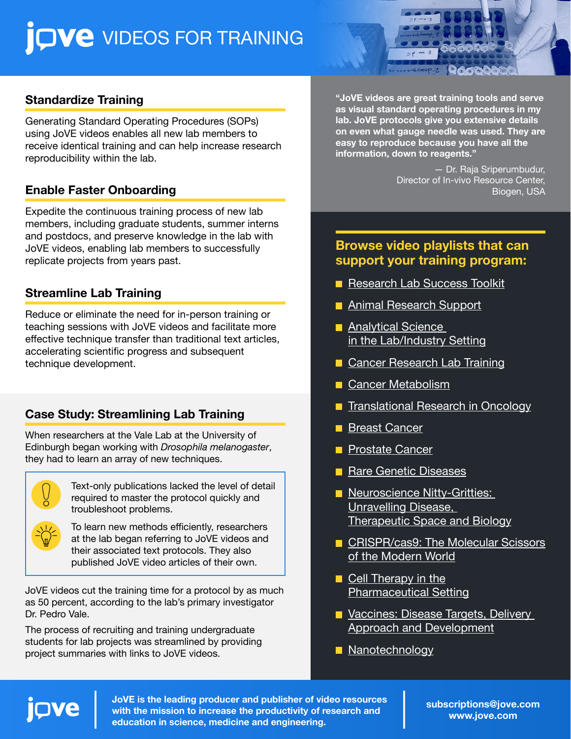# JoVE VIDEOS FOR TRAINING

## Standardize Training

Generating Standard Operating Procedures (SOPs) using JoVE videos enables all new lab members to receive identical training and can help increase research reproducibility within the lab.

## Enable Faster Onboarding

Expedite the continuous training process of new lab members, including graduate students, summer interns and postdocs, and preserve knowledge in the lab with JoVE videos, enabling lab members to successfully replicate projects from years past.

## Streamline Lab Training

Reduce or eliminate the need for in-person training or teaching sessions with JoVE videos and facilitate more effective technique transfer than traditional text articles, accelerating scientific progress and subsequent technique development.

## Case Study: Streamlining Lab Training

When researchers at the Vale Lab at the University of Edinburgh began working with *Drosophila melanogaster*, they had to learn an array of new techniques.

Text-only publications lacked the level of detail required to master the protocol quickly and troubleshoot problems.

To learn new methods efficiently, researchers at the lab began referring to JoVE videos and their associated text protocols. They also published JoVE video articles of their own.

JoVE videos cut the training time for a protocol by as much as 50 percent, according to the lab's primary investigator Dr. Pedro Vale.

The process of recruiting and training undergraduate students for lab projects was streamlined by providing project summaries with links to JoVE videos.

**"JoVE videos are great training tools and serve as visual standard operating procedures in my lab. JoVE protocols give you extensive details on even what gauge needle was used. They are easy to reproduce because you have all the information, down to reagents."**

— Dr. Raja Sriperumbudur, Director of In-vivo Resource Center, Biogen, USA

## Browse video playlists that can support your training program:

- Research Lab Success Toolkit
- Animal Research Support
- Analytical Science in the Lab/Industry Setting
- Cancer Research Lab Training
- Cancer Metabolism
- Translational Research in Oncology
- Breast Cancer
- Prostate Cancer
- Rare Genetic Diseases
- Neuroscience Nitty-Gritties: Unravelling Disease, Therapeutic Space and Biology
- CRISPR/cas9: The Molecular Scissors of the Modern World
- Cell Therapy in the Pharmaceutical Setting
- Vaccines: Disease Targets, Delivery Approach and Development
- Nanotechnology

JoVE is the leading producer and publisher of video resources with the mission to increase the productivity of research and education in science, medicine and engineering.

subscriptions@jove.com
www.jove.com